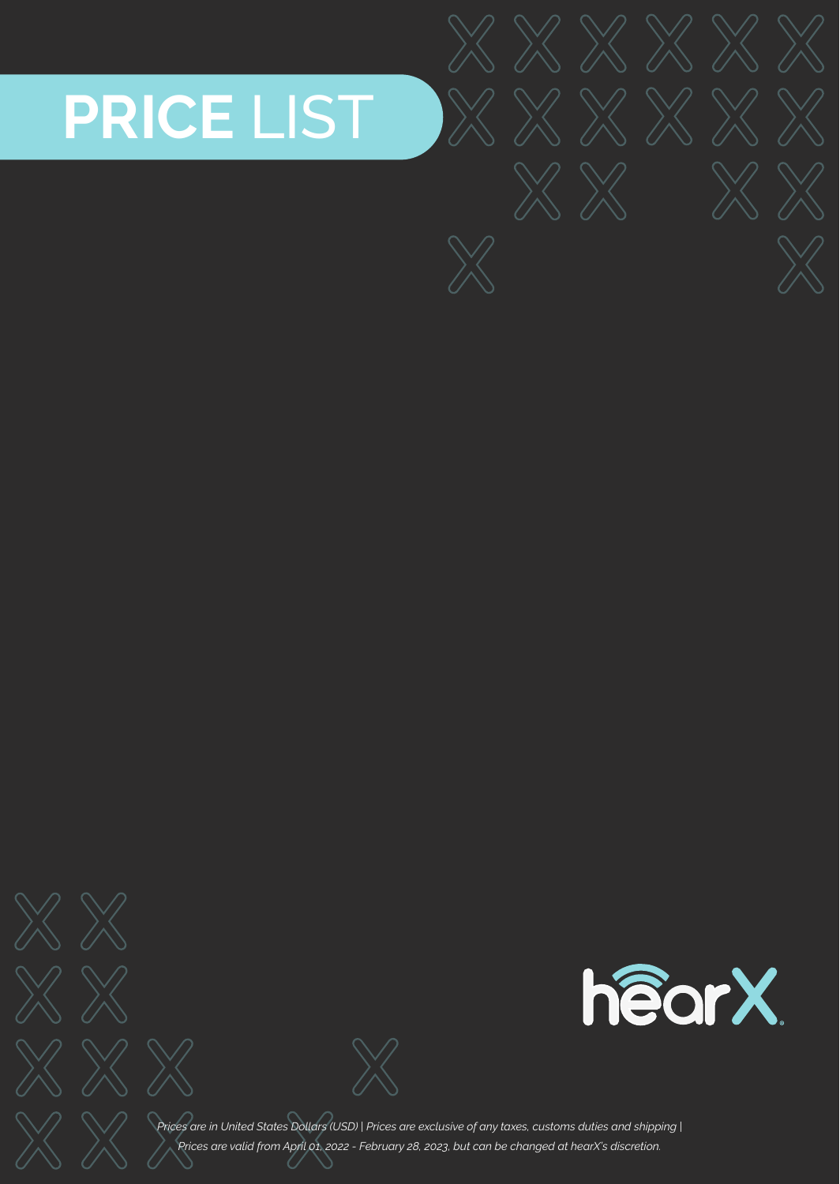# **PRICE** LIST

hearX

*Prices are in United States Dollars (USD) | Prices are exclusive of any taxes, customs duties and shipping | Prices are valid from April 01, 2022 - February 28, 2023, but can be changed at hearX's discretion.*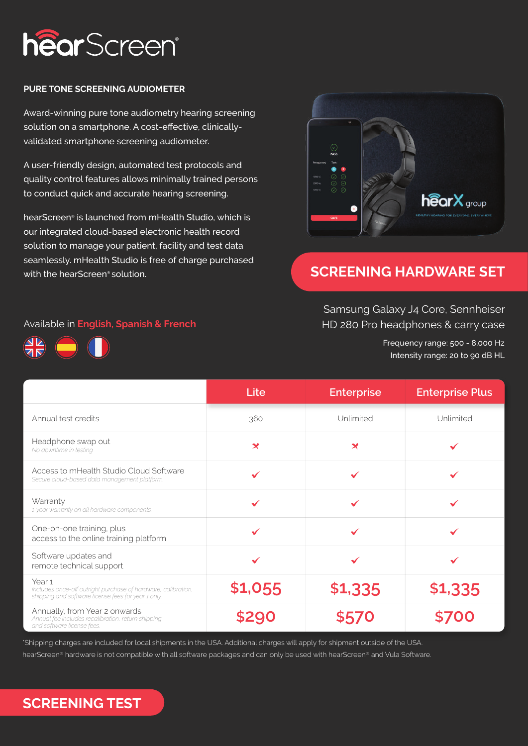# hearScreen®

## PURE TONE SCREENING AUDIOMETER

Award-winning pure tone audiometry hearing screening solution on a smartphone. A cost-effective, clinically-validated smartphone screening audiometer.

A user-friendly design, automated test protocols and quality control features allows minimally trained persons to conduct quick and accurate hearing screening.

hearScreen® is launched from mHealth Studio, which is our integrated cloud-based electronic health record solution to manage your patient, facility and test data seamlessly. mHealth Studio is free of charge purchased with the hearScreen® solution.

Available in **English, Spanish & French**

## SCREENING HARDWARE SET

Samsung Galaxy J4 Core, Sennheiser HD 280 Pro headphones & carry case

Frequency range: 500 - 8,000 Hz
Intensity range: 20 to 90 dB HL

| | Lite | Enterprise | Enterprise Plus |
|---|---|---|---|
| Annual test credits | 360 | Unlimited | Unlimited |
| Headphone swap out *No downtime in testing* | ✗ | ✗ | ✓ |
| Access to mHealth Studio Cloud Software *Secure cloud-based data management platform* | ✓ | ✓ | ✓ |
| Warranty *1-year warranty on all hardware components* | ✓ | ✓ | ✓ |
| One-on-one training, plus access to the online training platform | ✓ | ✓ | ✓ |
| Software updates and remote technical support | ✓ | ✓ | ✓ |
| Year 1 *Includes once-off outright purchase of hardware, calibration, shipping and software license fees for year 1 only* | **$1,055** | **$1,335** | **$1,335** |
| Annually, from Year 2 onwards *Annual fee includes recalibration, return shipping and software license fees* | **$290** | **$570** | **$700** |

*Shipping charges are included for local shipments in the USA. Additional charges will apply for shipment outside of the USA.
hearScreen® hardware is not compatible with all software packages and can only be used with hearScreen® and Vula Software.

## SCREENING TEST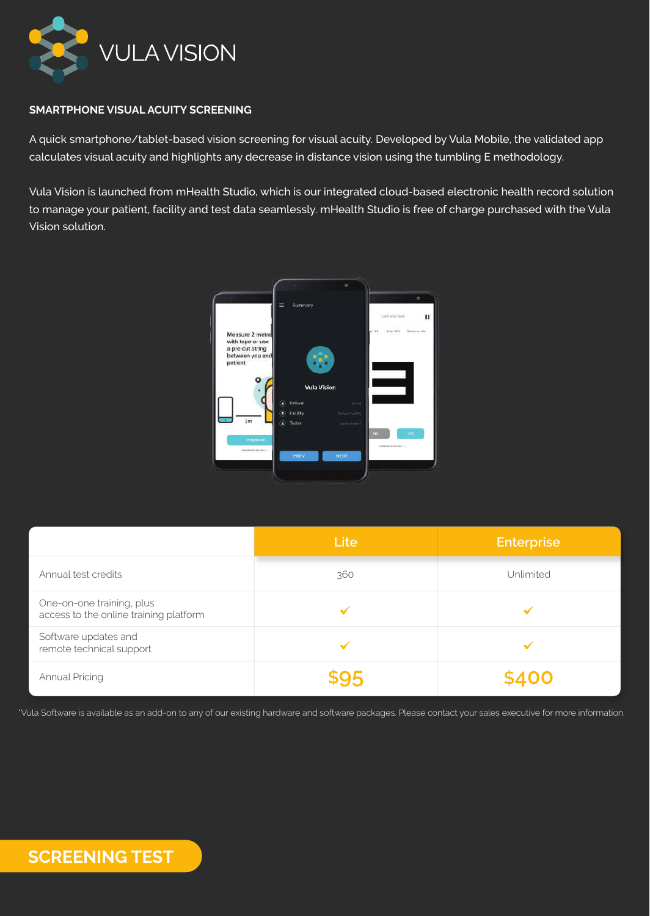# VULA VISION

## SMARTPHONE VISUAL ACUITY SCREENING

A quick smartphone/tablet-based vision screening for visual acuity. Developed by Vula Mobile, the validated app calculates visual acuity and highlights any decrease in distance vision using the tumbling E methodology.

Vula Vision is launched from mHealth Studio, which is our integrated cloud-based electronic health record solution to manage your patient, facility and test data seamlessly. mHealth Studio is free of charge purchased with the Vula Vision solution.

| | Lite | Enterprise |
|---|---|---|
| Annual test credits | 360 | Unlimited |
| One-on-one training, plus access to the online training platform | ✓ | ✓ |
| Software updates and remote technical support | ✓ | ✓ |
| Annual Pricing | $95 | $400 |

*Vula Software is available as an add-on to any of our existing hardware and software packages. Please contact your sales executive for more information.

**SCREENING TEST**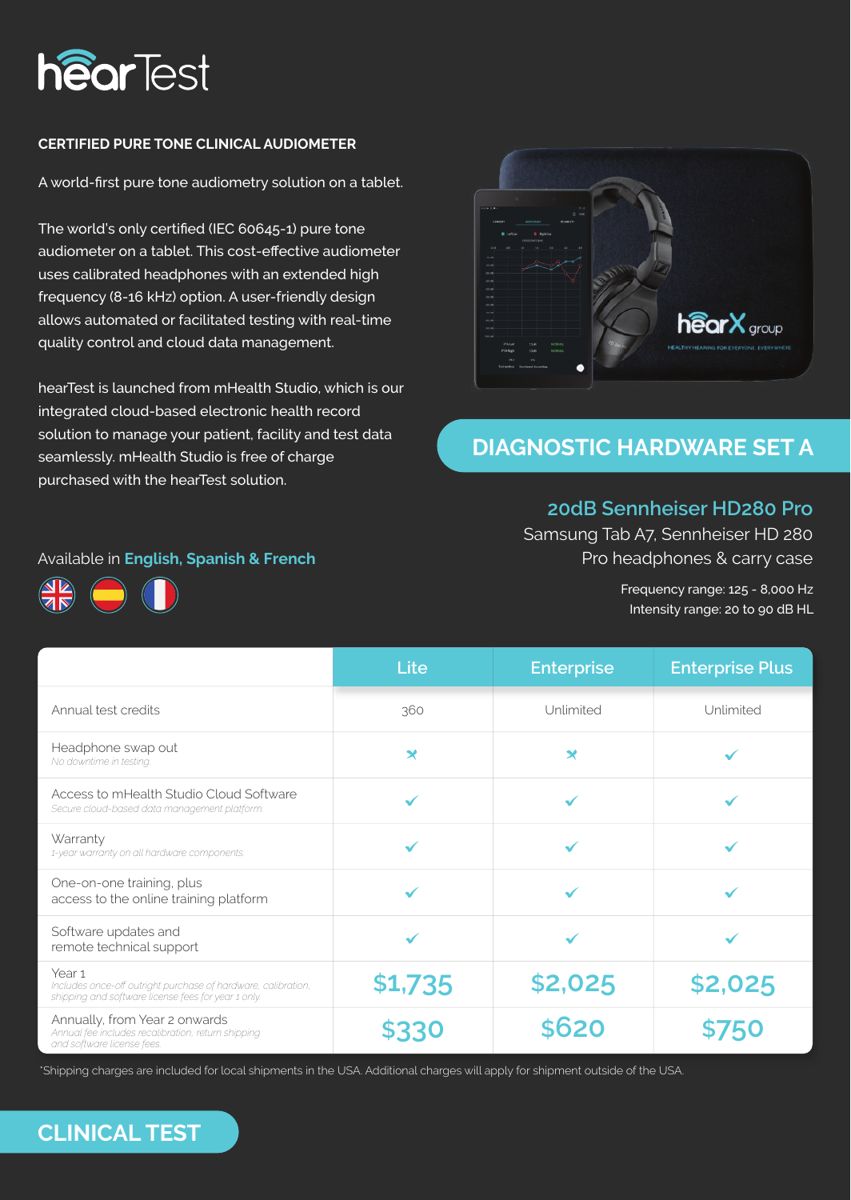# hearTest

**CERTIFIED PURE TONE CLINICAL AUDIOMETER**

A world-first pure tone audiometry solution on a tablet.

The world's only certified (IEC 60645-1) pure tone audiometer on a tablet. This cost-effective audiometer uses calibrated headphones with an extended high frequency (8-16 kHz) option. A user-friendly design allows automated or facilitated testing with real-time quality control and cloud data management.

hearTest is launched from mHealth Studio, which is our integrated cloud-based electronic health record solution to manage your patient, facility and test data seamlessly. mHealth Studio is free of charge purchased with the hearTest solution.

Available in **English, Spanish & French**

## DIAGNOSTIC HARDWARE SET A

### 20dB Sennheiser HD280 Pro

Samsung Tab A7, Sennheiser HD 280 Pro headphones & carry case

Frequency range: 125 - 8,000 Hz
Intensity range: 20 to 90 dB HL

| | Lite | Enterprise | Enterprise Plus |
|---|---|---|---|
| Annual test credits | 360 | Unlimited | Unlimited |
| Headphone swap out *No downtime in testing* | ✗ | ✗ | ✓ |
| Access to mHealth Studio Cloud Software *Secure cloud-based data management platform* | ✓ | ✓ | ✓ |
| Warranty *1-year warranty on all hardware components* | ✓ | ✓ | ✓ |
| One-on-one training, plus access to the online training platform | ✓ | ✓ | ✓ |
| Software updates and remote technical support | ✓ | ✓ | ✓ |
| Year 1 *Includes once-off outright purchase of hardware, calibration, shipping and software license fees for year 1 only* | $1,735 | $2,025 | $2,025 |
| Annually, from Year 2 onwards *Annual fee includes recalibration, return shipping and software license fees* | $330 | $620 | $750 |

*Shipping charges are included for local shipments in the USA. Additional charges will apply for shipment outside of the USA.

## CLINICAL TEST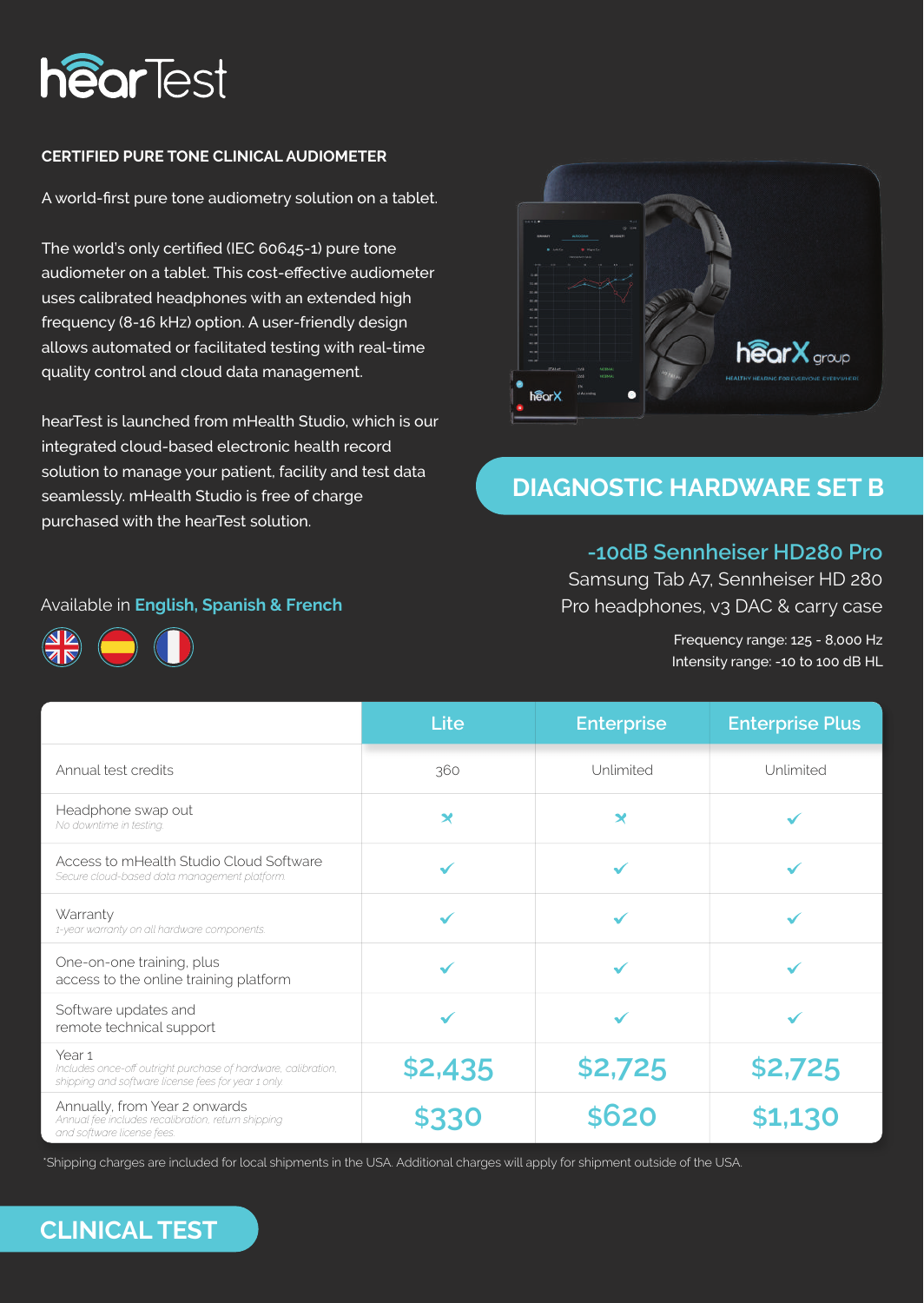# hearTest

**CERTIFIED PURE TONE CLINICAL AUDIOMETER**

A world-first pure tone audiometry solution on a tablet.

The world's only certified (IEC 60645-1) pure tone audiometer on a tablet. This cost-effective audiometer uses calibrated headphones with an extended high frequency (8-16 kHz) option. A user-friendly design allows automated or facilitated testing with real-time quality control and cloud data management.

hearTest is launched from mHealth Studio, which is our integrated cloud-based electronic health record solution to manage your patient, facility and test data seamlessly. mHealth Studio is free of charge purchased with the hearTest solution.

Available in **English, Spanish & French**

## DIAGNOSTIC HARDWARE SET B

### -10dB Sennheiser HD280 Pro

Samsung Tab A7, Sennheiser HD 280 Pro headphones, v3 DAC & carry case

Frequency range: 125 - 8,000 Hz
Intensity range: -10 to 100 dB HL

| | Lite | Enterprise | Enterprise Plus |
|---|---|---|---|
| Annual test credits | 360 | Unlimited | Unlimited |
| Headphone swap out<br>*No downtime in testing* | ✗ | ✗ | ✓ |
| Access to mHealth Studio Cloud Software<br>*Secure cloud-based data management platform* | ✓ | ✓ | ✓ |
| Warranty<br>*1-year warranty on all hardware components* | ✓ | ✓ | ✓ |
| One-on-one training, plus access to the online training platform | ✓ | ✓ | ✓ |
| Software updates and remote technical support | ✓ | ✓ | ✓ |
| Year 1<br>*Includes once-off outright purchase of hardware, calibration, shipping and software license fees for year 1 only* | $2,435 | $2,725 | $2,725 |
| Annually, from Year 2 onwards<br>*Annual fee includes recalibration, return shipping and software license fees* | $330 | $620 | $1,130 |

*Shipping charges are included for local shipments in the USA. Additional charges will apply for shipment outside of the USA.

## CLINICAL TEST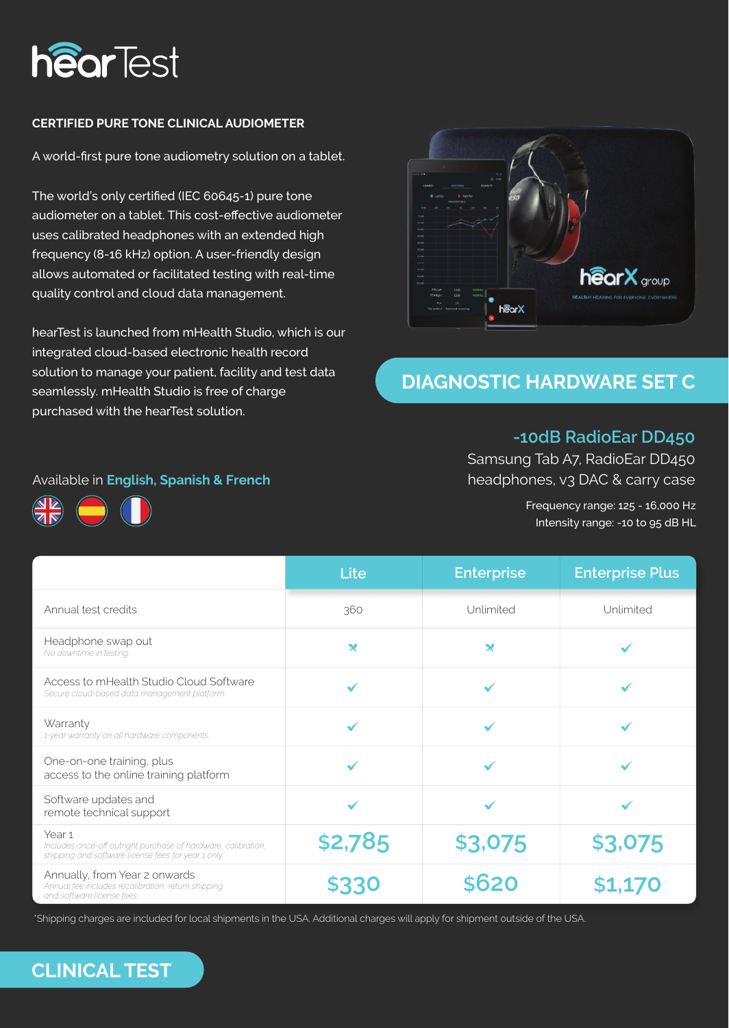# hearTest

**CERTIFIED PURE TONE CLINICAL AUDIOMETER**

A world-first pure tone audiometry solution on a tablet.

The world's only certified (IEC 60645-1) pure tone audiometer on a tablet. This cost-effective audiometer uses calibrated headphones with an extended high frequency (8-16 kHz) option. A user-friendly design allows automated or facilitated testing with real-time quality control and cloud data management.

hearTest is launched from mHealth Studio, which is our integrated cloud-based electronic health record solution to manage your patient, facility and test data seamlessly. mHealth Studio is free of charge purchased with the hearTest solution.

Available in **English, Spanish & French**

## DIAGNOSTIC HARDWARE SET C

**-10dB RadioEar DD450**

Samsung Tab A7, RadioEar DD450 headphones, v3 DAC & carry case

Frequency range: 125 - 16,000 Hz
Intensity range: -10 to 95 dB HL

| | Lite | Enterprise | Enterprise Plus |
|---|---|---|---|
| Annual test credits | 360 | Unlimited | Unlimited |
| Headphone swap out<br>*No downtime in testing* | ✗ | ✗ | ✓ |
| Access to mHealth Studio Cloud Software<br>*Secure cloud-based data management platform* | ✓ | ✓ | ✓ |
| Warranty<br>*1-year warranty on all hardware components* | ✓ | ✓ | ✓ |
| One-on-one training, plus access to the online training platform | ✓ | ✓ | ✓ |
| Software updates and remote technical support | ✓ | ✓ | ✓ |
| Year 1<br>*Includes once-off outright purchase of hardware, calibration, shipping and software license fees for year 1 only* | $2,785 | $3,075 | $3,075 |
| Annually, from Year 2 onwards<br>*Annual fee includes recalibration, return shipping and software license fees* | $330 | $620 | $1,170 |

*Shipping charges are included for local shipments in the USA. Additional charges will apply for shipment outside of the USA.

## CLINICAL TEST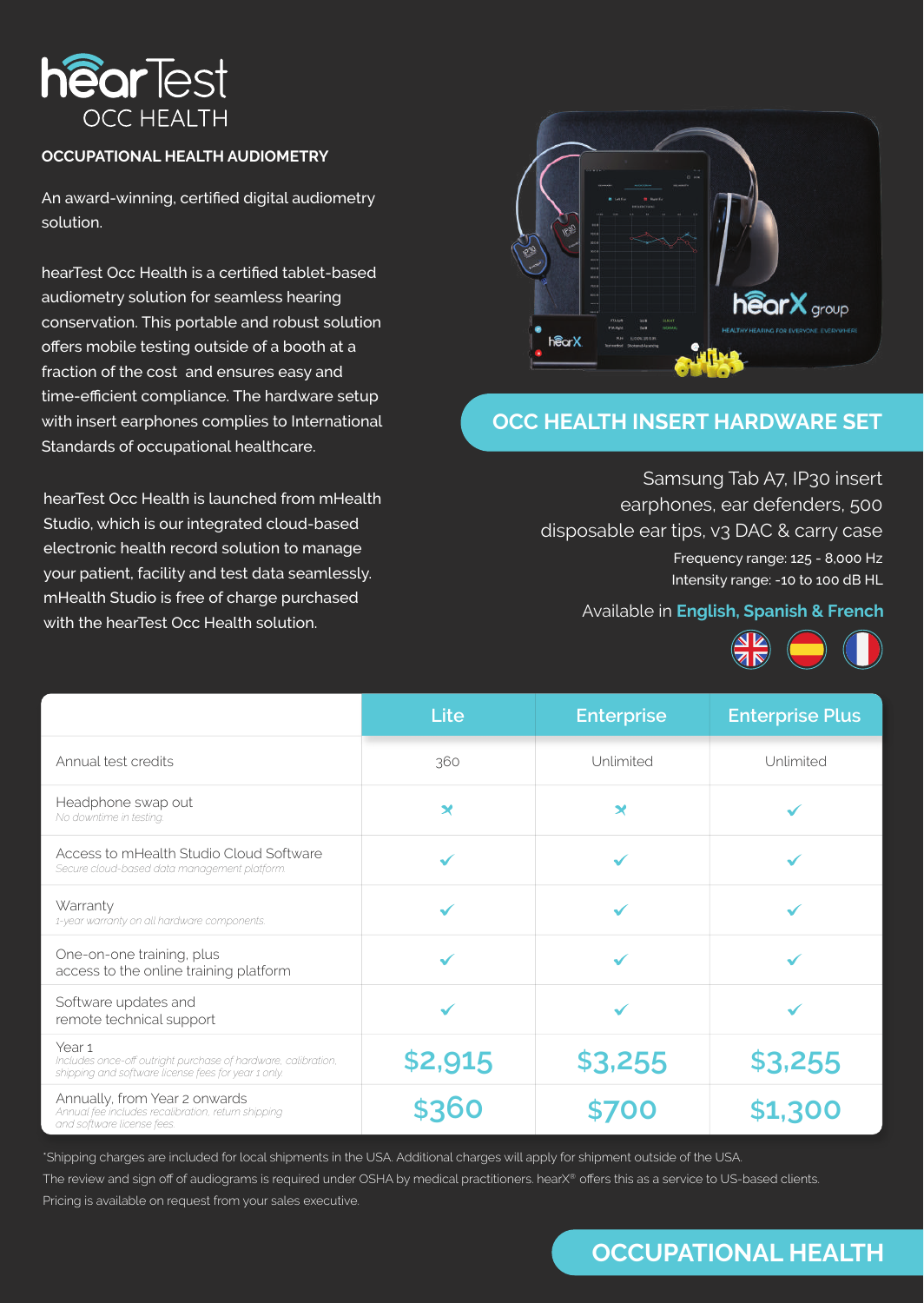# hearTest OCC HEALTH

## OCCUPATIONAL HEALTH AUDIOMETRY

An award-winning, certified digital audiometry solution.

hearTest Occ Health is a certified tablet-based audiometry solution for seamless hearing conservation. This portable and robust solution offers mobile testing outside of a booth at a fraction of the cost and ensures easy and time-efficient compliance. The hardware setup with insert earphones complies to International Standards of occupational healthcare.

hearTest Occ Health is launched from mHealth Studio, which is our integrated cloud-based electronic health record solution to manage your patient, facility and test data seamlessly. mHealth Studio is free of charge purchased with the hearTest Occ Health solution.

## OCC HEALTH INSERT HARDWARE SET

Samsung Tab A7, IP30 insert earphones, ear defenders, 500 disposable ear tips, v3 DAC & carry case

Frequency range: 125 - 8,000 Hz

Intensity range: -10 to 100 dB HL

Available in **English, Spanish & French**

| | Lite | Enterprise | Enterprise Plus |
|---|---|---|---|
| Annual test credits | 360 | Unlimited | Unlimited |
| Headphone swap out *No downtime in testing* | ✗ | ✗ | ✓ |
| Access to mHealth Studio Cloud Software *Secure cloud-based data management platform* | ✓ | ✓ | ✓ |
| Warranty *1-year warranty on all hardware components* | ✓ | ✓ | ✓ |
| One-on-one training, plus access to the online training platform | ✓ | ✓ | ✓ |
| Software updates and remote technical support | ✓ | ✓ | ✓ |
| Year 1 *Includes once-off outright purchase of hardware, calibration, shipping and software license fees for year 1 only* | $2,915 | $3,255 | $3,255 |
| Annually, from Year 2 onwards *Annual fee includes recalibration, return shipping and software license fees* | $360 | $700 | $1,300 |

*Shipping charges are included for local shipments in the USA. Additional charges will apply for shipment outside of the USA.

The review and sign off of audiograms is required under OSHA by medical practitioners. hearX® offers this as a service to US-based clients. Pricing is available on request from your sales executive.

## OCCUPATIONAL HEALTH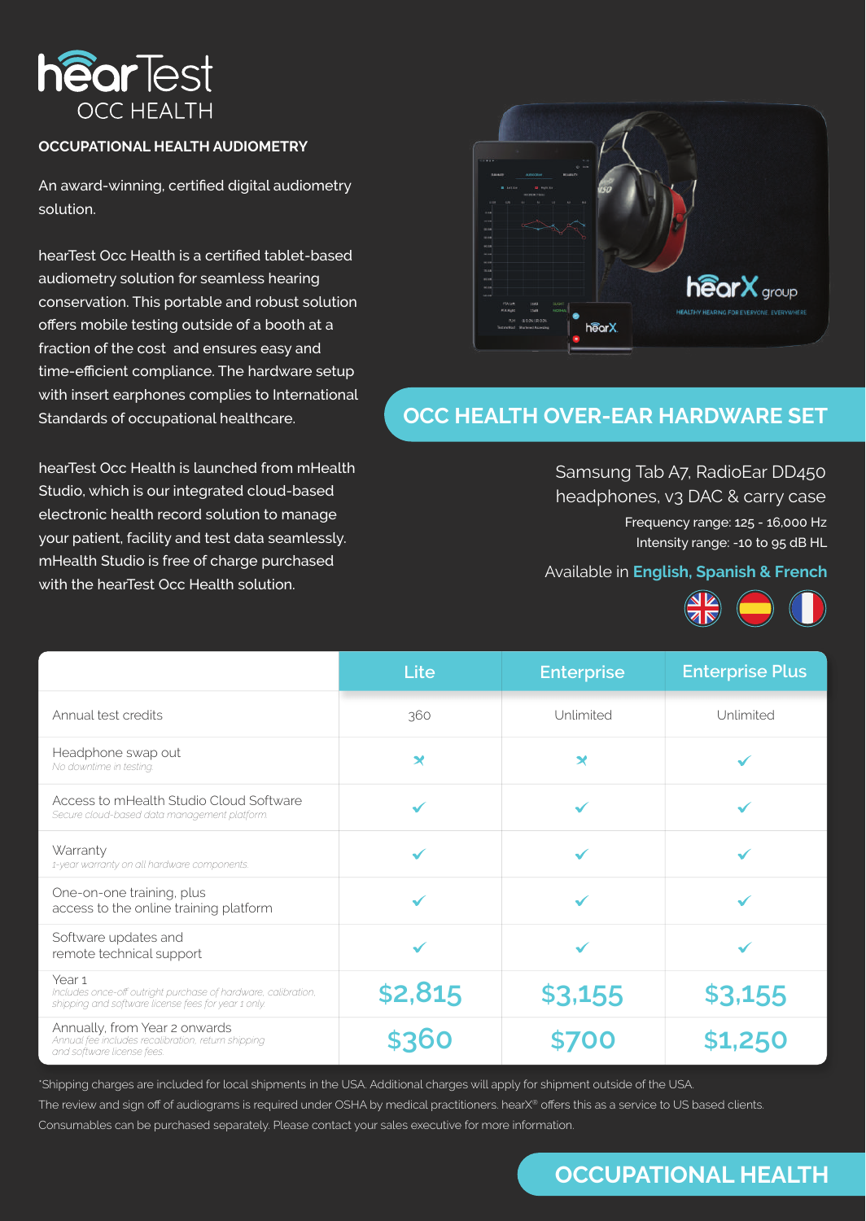# hearTest OCC HEALTH

## OCCUPATIONAL HEALTH AUDIOMETRY

An award-winning, certified digital audiometry solution.

hearTest Occ Health is a certified tablet-based audiometry solution for seamless hearing conservation. This portable and robust solution offers mobile testing outside of a booth at a fraction of the cost and ensures easy and time-efficient compliance. The hardware setup with insert earphones complies to International Standards of occupational healthcare.

hearTest Occ Health is launched from mHealth Studio, which is our integrated cloud-based electronic health record solution to manage your patient, facility and test data seamlessly. mHealth Studio is free of charge purchased with the hearTest Occ Health solution.

## OCC HEALTH OVER-EAR HARDWARE SET

Samsung Tab A7, RadioEar DD450 headphones, v3 DAC & carry case

Frequency range: 125 - 16,000 Hz

Intensity range: -10 to 95 dB HL

Available in **English, Spanish & French**

| | Lite | Enterprise | Enterprise Plus |
|---|---|---|---|
| Annual test credits | 360 | Unlimited | Unlimited |
| Headphone swap out *No downtime in testing* | ✗ | ✗ | ✓ |
| Access to mHealth Studio Cloud Software *Secure cloud-based data management platform* | ✓ | ✓ | ✓ |
| Warranty *1-year warranty on all hardware components* | ✓ | ✓ | ✓ |
| One-on-one training, plus access to the online training platform | ✓ | ✓ | ✓ |
| Software updates and remote technical support | ✓ | ✓ | ✓ |
| Year 1 *Includes once-off outright purchase of hardware, calibration, shipping and software license fees for year 1 only* | $2,815 | $3,155 | $3,155 |
| Annually, from Year 2 onwards *Annual fee includes recalibration, return shipping and software license fees* | $360 | $700 | $1,250 |

*Shipping charges are included for local shipments in the USA. Additional charges will apply for shipment outside of the USA.

The review and sign off of audiograms is required under OSHA by medical practitioners. hearX® offers this as a service to US based clients.

Consumables can be purchased separately. Please contact your sales executive for more information.

## OCCUPATIONAL HEALTH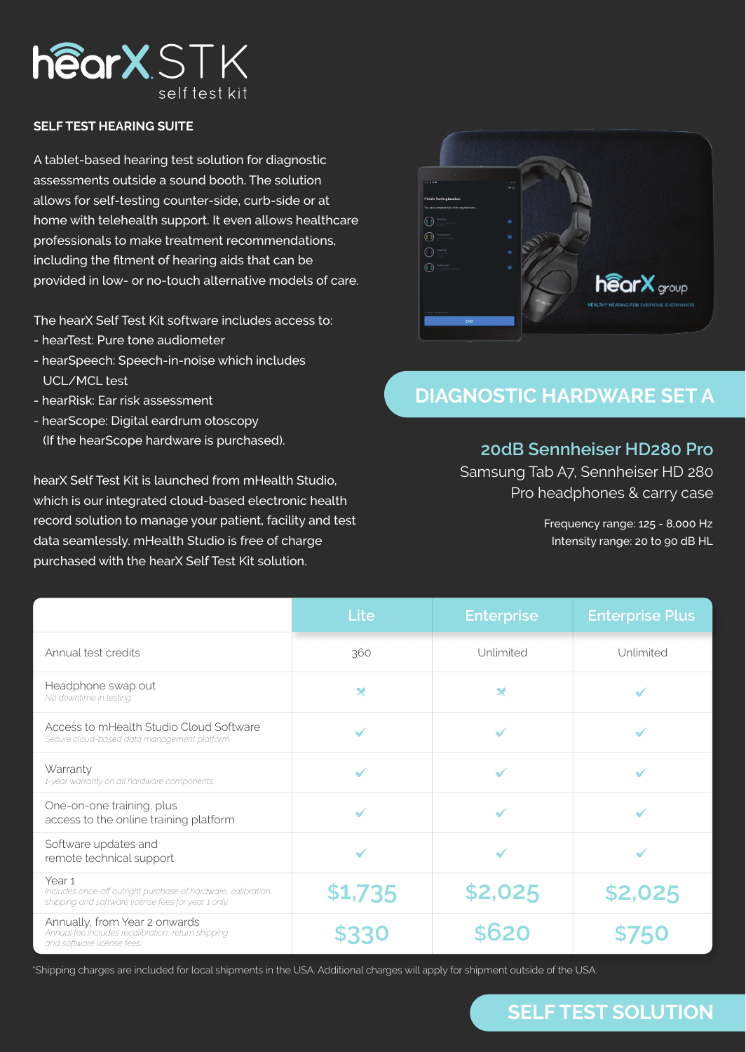# hearX STK
self test kit

## SELF TEST HEARING SUITE

A tablet-based hearing test solution for diagnostic assessments outside a sound booth. The solution allows for self-testing counter-side, curb-side or at home with telehealth support. It even allows healthcare professionals to make treatment recommendations, including the fitment of hearing aids that can be provided in low- or no-touch alternative models of care.

The hearX Self Test Kit software includes access to:

- hearTest: Pure tone audiometer
- hearSpeech: Speech-in-noise which includes UCL/MCL test
- hearRisk: Ear risk assessment
- hearScope: Digital eardrum otoscopy (If the hearScope hardware is purchased).

hearX Self Test Kit is launched from mHealth Studio, which is our integrated cloud-based electronic health record solution to manage your patient, facility and test data seamlessly. mHealth Studio is free of charge purchased with the hearX Self Test Kit solution.

## DIAGNOSTIC HARDWARE SET A

### 20dB Sennheiser HD280 Pro

Samsung Tab A7, Sennheiser HD 280 Pro headphones & carry case

Frequency range: 125 - 8,000 Hz
Intensity range: 20 to 90 dB HL

| | Lite | Enterprise | Enterprise Plus |
|---|---|---|---|
| Annual test credits | 360 | Unlimited | Unlimited |
| Headphone swap out *No downtime in testing* | ✗ | ✗ | ✓ |
| Access to mHealth Studio Cloud Software *Secure cloud-based data management platform* | ✓ | ✓ | ✓ |
| Warranty *1-year warranty on all hardware components* | ✓ | ✓ | ✓ |
| One-on-one training, plus access to the online training platform | ✓ | ✓ | ✓ |
| Software updates and remote technical support | ✓ | ✓ | ✓ |
| Year 1 *Includes once-off outright purchase of hardware, calibration, shipping and software license fees for year 1 only* | $1,735 | $2,025 | $2,025 |
| Annually, from Year 2 onwards *Annual fee includes recalibration, return shipping and software license fees* | $330 | $620 | $750 |

*Shipping charges are included for local shipments in the USA. Additional charges will apply for shipment outside of the USA.

## SELF TEST SOLUTION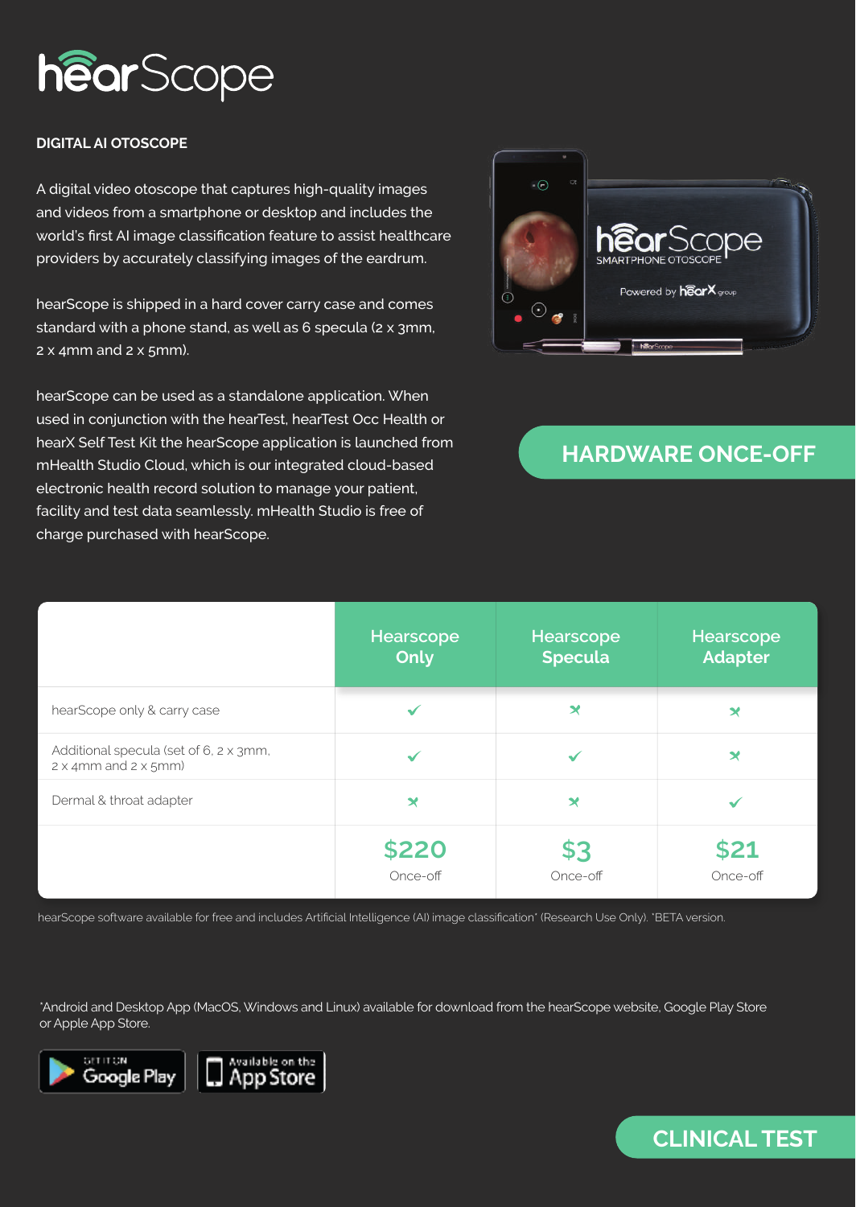# hearScope

**DIGITAL AI OTOSCOPE**

A digital video otoscope that captures high-quality images and videos from a smartphone or desktop and includes the world's first AI image classification feature to assist healthcare providers by accurately classifying images of the eardrum.

hearScope is shipped in a hard cover carry case and comes standard with a phone stand, as well as 6 specula (2 x 3mm, 2 x 4mm and 2 x 5mm).

hearScope can be used as a standalone application. When used in conjunction with the hearTest, hearTest Occ Health or hearX Self Test Kit the hearScope application is launched from mHealth Studio Cloud, which is our integrated cloud-based electronic health record solution to manage your patient, facility and test data seamlessly. mHealth Studio is free of charge purchased with hearScope.

## HARDWARE ONCE-OFF

| | Hearscope Only | Hearscope Specula | Hearscope Adapter |
|---|---|---|---|
| hearScope only & carry case | ✓ | ✗ | ✗ |
| Additional specula (set of 6, 2 x 3mm, 2 x 4mm and 2 x 5mm) | ✓ | ✓ | ✗ |
| Dermal & throat adapter | ✗ | ✗ | ✓ |
| | **$220** Once-off | **$3** Once-off | **$21** Once-off |

hearScope software available for free and includes Artificial Intelligence (AI) image classification* (Research Use Only). *BETA version.

*Android and Desktop App (MacOS, Windows and Linux) available for download from the hearScope website, Google Play Store or Apple App Store.

GET IT ON Google Play

Available on the App Store

## CLINICAL TEST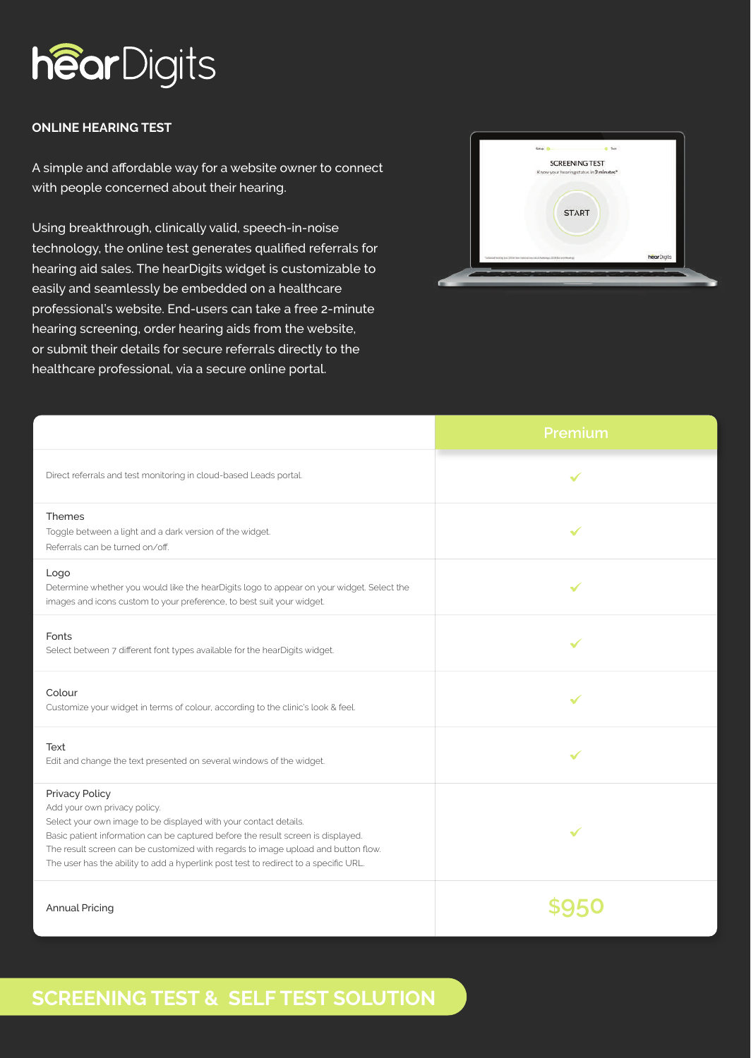# hearDigits

## ONLINE HEARING TEST

A simple and affordable way for a website owner to connect with people concerned about their hearing.

Using breakthrough, clinically valid, speech-in-noise technology, the online test generates qualified referrals for hearing aid sales. The hearDigits widget is customizable to easily and seamlessly be embedded on a healthcare professional's website. End-users can take a free 2-minute hearing screening, order hearing aids from the website, or submit their details for secure referrals directly to the healthcare professional, via a secure online portal.

| | Premium |
|---|---|
| Direct referrals and test monitoring in cloud-based Leads portal. | ✔ |
| **Themes**<br>Toggle between a light and a dark version of the widget.<br>Referrals can be turned on/off. | ✔ |
| **Logo**<br>Determine whether you would like the hearDigits logo to appear on your widget. Select the images and icons custom to your preference, to best suit your widget. | ✔ |
| **Fonts**<br>Select between 7 different font types available for the hearDigits widget. | ✔ |
| **Colour**<br>Customize your widget in terms of colour, according to the clinic's look & feel. | ✔ |
| **Text**<br>Edit and change the text presented on several windows of the widget. | ✔ |
| **Privacy Policy**<br>Add your own privacy policy.<br>Select your own image to be displayed with your contact details.<br>Basic patient information can be captured before the result screen is displayed.<br>The result screen can be customized with regards to image upload and button flow.<br>The user has the ability to add a hyperlink post test to redirect to a specific URL. | ✔ |
| Annual Pricing | $950 |

## SCREENING TEST & SELF TEST SOLUTION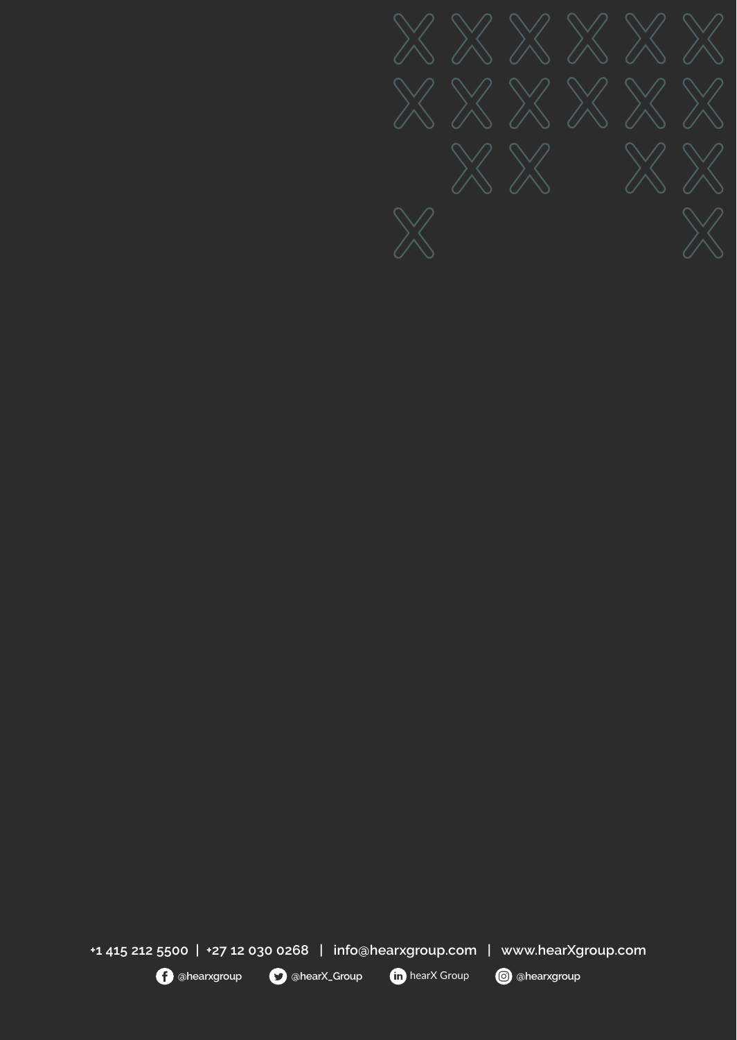+1 415 212 5500 | +27 12 030 0268 | info@hearxgroup.com | www.hearXgroup.com

@hearxgroup @hearX_Group hearX Group @hearxgroup